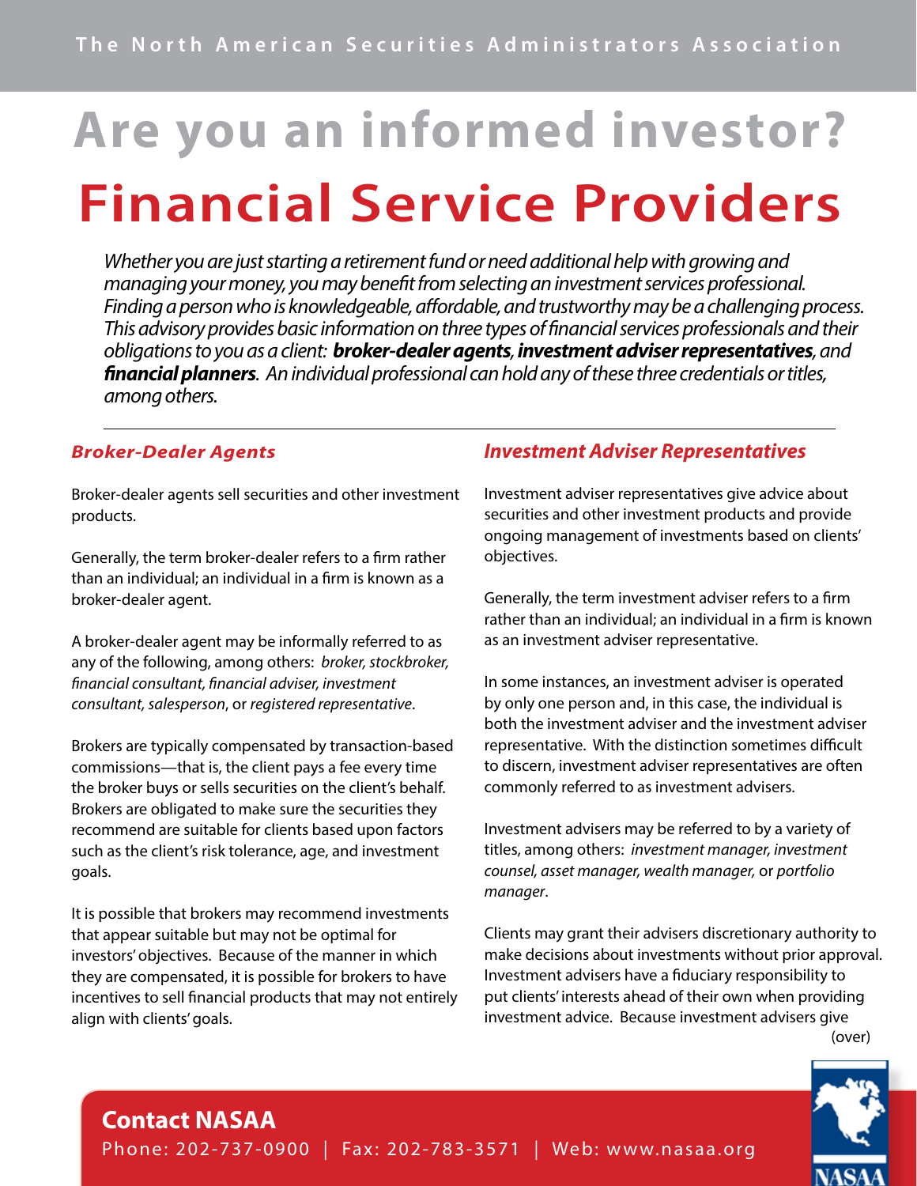The North American Securities Administrators Association

# Are you an informed investor?

# Financial Service Providers

*Whether you are just starting a retirement fund or need additional help with growing and managing your money, you may benefit from selecting an investment services professional. Finding a person who is knowledgeable, affordable, and trustworthy may be a challenging process. This advisory provides basic information on three types of financial services professionals and their obligations to you as a client:* ***broker-dealer agents***, ***investment adviser representatives****, and* ***financial planners****. An individual professional can hold any of these three credentials or titles, among others.*

## *Broker-Dealer Agents*

Broker-dealer agents sell securities and other investment products.

Generally, the term broker-dealer refers to a firm rather than an individual; an individual in a firm is known as a broker-dealer agent.

A broker-dealer agent may be informally referred to as any of the following, among others: *broker, stockbroker, financial consultant, financial adviser, investment consultant, salesperson*, or *registered representative*.

Brokers are typically compensated by transaction-based commissions—that is, the client pays a fee every time the broker buys or sells securities on the client's behalf. Brokers are obligated to make sure the securities they recommend are suitable for clients based upon factors such as the client's risk tolerance, age, and investment goals.

It is possible that brokers may recommend investments that appear suitable but may not be optimal for investors' objectives. Because of the manner in which they are compensated, it is possible for brokers to have incentives to sell financial products that may not entirely align with clients' goals.

## *Investment Adviser Representatives*

Investment adviser representatives give advice about securities and other investment products and provide ongoing management of investments based on clients' objectives.

Generally, the term investment adviser refers to a firm rather than an individual; an individual in a firm is known as an investment adviser representative.

In some instances, an investment adviser is operated by only one person and, in this case, the individual is both the investment adviser and the investment adviser representative. With the distinction sometimes difficult to discern, investment adviser representatives are often commonly referred to as investment advisers.

Investment advisers may be referred to by a variety of titles, among others: *investment manager, investment counsel, asset manager, wealth manager,* or *portfolio manager*.

Clients may grant their advisers discretionary authority to make decisions about investments without prior approval. Investment advisers have a fiduciary responsibility to put clients' interests ahead of their own when providing investment advice. Because investment advisers give

(over)

**Contact NASAA**

Phone: 202-737-0900 | Fax: 202-783-3571 | Web: www.nasaa.org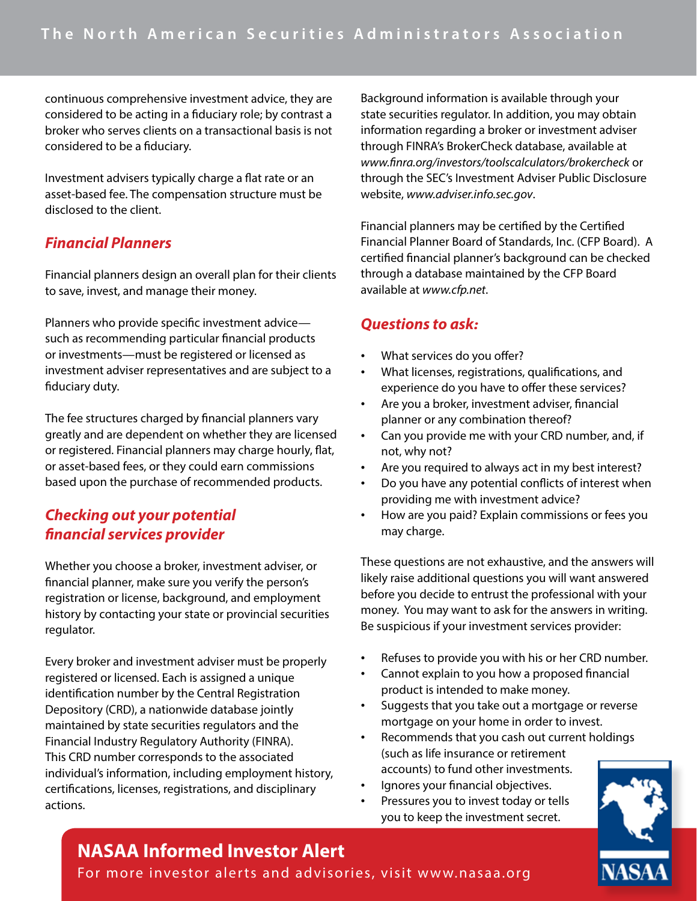continuous comprehensive investment advice, they are considered to be acting in a fiduciary role; by contrast a broker who serves clients on a transactional basis is not considered to be a fiduciary.

Investment advisers typically charge a flat rate or an asset-based fee. The compensation structure must be disclosed to the client.

## Financial Planners

Financial planners design an overall plan for their clients to save, invest, and manage their money.

Planners who provide specific investment advice—such as recommending particular financial products or investments—must be registered or licensed as investment adviser representatives and are subject to a fiduciary duty.

The fee structures charged by financial planners vary greatly and are dependent on whether they are licensed or registered. Financial planners may charge hourly, flat, or asset-based fees, or they could earn commissions based upon the purchase of recommended products.

## Checking out your potential financial services provider

Whether you choose a broker, investment adviser, or financial planner, make sure you verify the person's registration or license, background, and employment history by contacting your state or provincial securities regulator.

Every broker and investment adviser must be properly registered or licensed. Each is assigned a unique identification number by the Central Registration Depository (CRD), a nationwide database jointly maintained by state securities regulators and the Financial Industry Regulatory Authority (FINRA). This CRD number corresponds to the associated individual's information, including employment history, certifications, licenses, registrations, and disciplinary actions.

Background information is available through your state securities regulator. In addition, you may obtain information regarding a broker or investment adviser through FINRA's BrokerCheck database, available at *www.finra.org/investors/toolscalculators/brokercheck* or through the SEC's Investment Adviser Public Disclosure website, *www.adviser.info.sec.gov*.

Financial planners may be certified by the Certified Financial Planner Board of Standards, Inc. (CFP Board). A certified financial planner's background can be checked through a database maintained by the CFP Board available at *www.cfp.net*.

## Questions to ask:

- What services do you offer?
- What licenses, registrations, qualifications, and experience do you have to offer these services?
- Are you a broker, investment adviser, financial planner or any combination thereof?
- Can you provide me with your CRD number, and, if not, why not?
- Are you required to always act in my best interest?
- Do you have any potential conflicts of interest when providing me with investment advice?
- How are you paid? Explain commissions or fees you may charge.

These questions are not exhaustive, and the answers will likely raise additional questions you will want answered before you decide to entrust the professional with your money. You may want to ask for the answers in writing. Be suspicious if your investment services provider:

- Refuses to provide you with his or her CRD number.
- Cannot explain to you how a proposed financial product is intended to make money.
- Suggests that you take out a mortgage or reverse mortgage on your home in order to invest.
- Recommends that you cash out current holdings (such as life insurance or retirement accounts) to fund other investments.
- Ignores your financial objectives.
- Pressures you to invest today or tells you to keep the investment secret.

**NASAA Informed Investor Alert**

For more investor alerts and advisories, visit www.nasaa.org